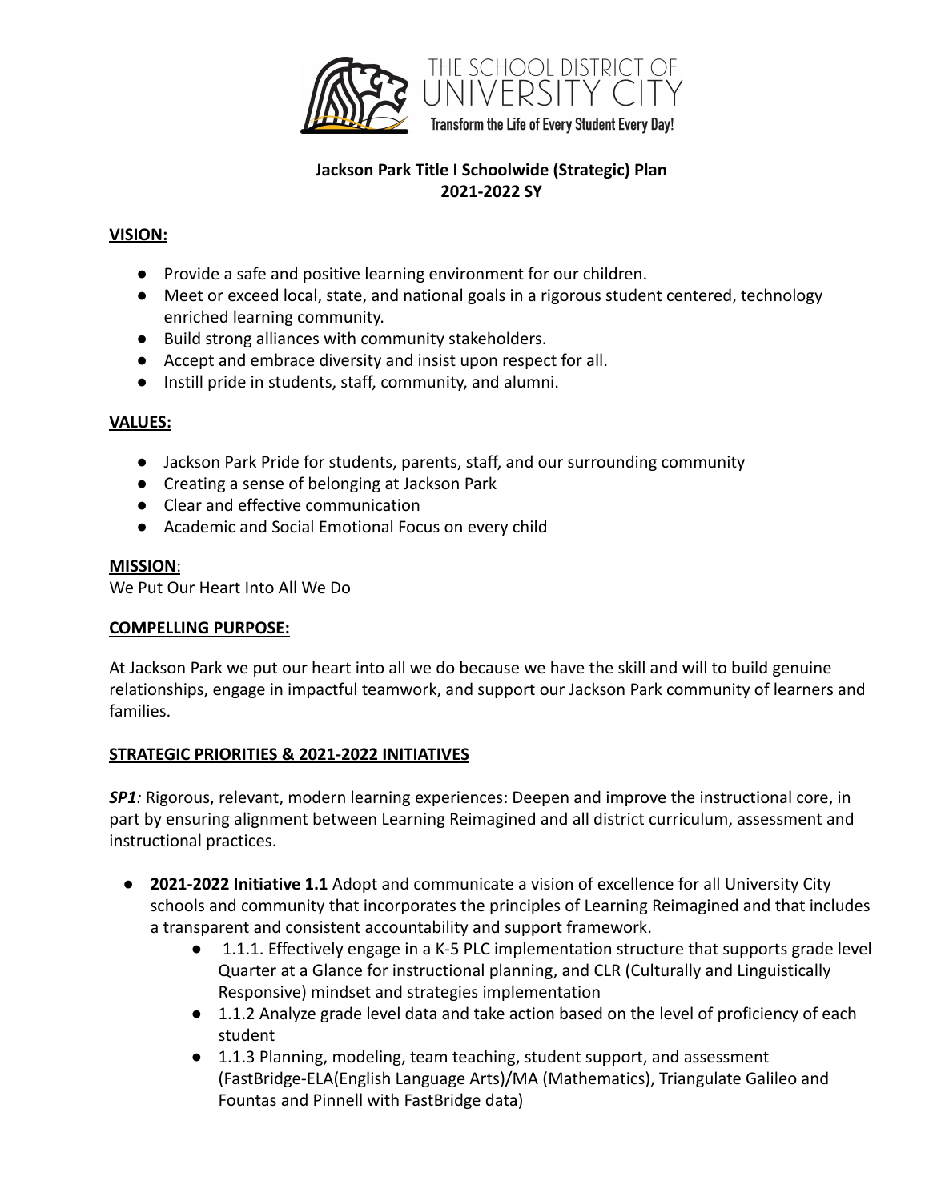THE SCHOOL DISTRICT OF UNIVERSITY CITY

Transform the Life of Every Student Every Day!

**Jackson Park Title I Schoolwide (Strategic) Plan**
**2021-2022 SY**

**VISION:**

- Provide a safe and positive learning environment for our children.
- Meet or exceed local, state, and national goals in a rigorous student centered, technology enriched learning community.
- Build strong alliances with community stakeholders.
- Accept and embrace diversity and insist upon respect for all.
- Instill pride in students, staff, community, and alumni.

**VALUES:**

- Jackson Park Pride for students, parents, staff, and our surrounding community
- Creating a sense of belonging at Jackson Park
- Clear and effective communication
- Academic and Social Emotional Focus on every child

**MISSION**:
We Put Our Heart Into All We Do

**COMPELLING PURPOSE:**

At Jackson Park we put our heart into all we do because we have the skill and will to build genuine relationships, engage in impactful teamwork, and support our Jackson Park community of learners and families.

**STRATEGIC PRIORITIES & 2021-2022 INITIATIVES**

***SP1****:* Rigorous, relevant, modern learning experiences: Deepen and improve the instructional core, in part by ensuring alignment between Learning Reimagined and all district curriculum, assessment and instructional practices.

- **2021-2022 Initiative 1.1** Adopt and communicate a vision of excellence for all University City schools and community that incorporates the principles of Learning Reimagined and that includes a transparent and consistent accountability and support framework.
  - 1.1.1. Effectively engage in a K-5 PLC implementation structure that supports grade level Quarter at a Glance for instructional planning, and CLR (Culturally and Linguistically Responsive) mindset and strategies implementation
  - 1.1.2 Analyze grade level data and take action based on the level of proficiency of each student
  - 1.1.3 Planning, modeling, team teaching, student support, and assessment (FastBridge-ELA(English Language Arts)/MA (Mathematics), Triangulate Galileo and Fountas and Pinnell with FastBridge data)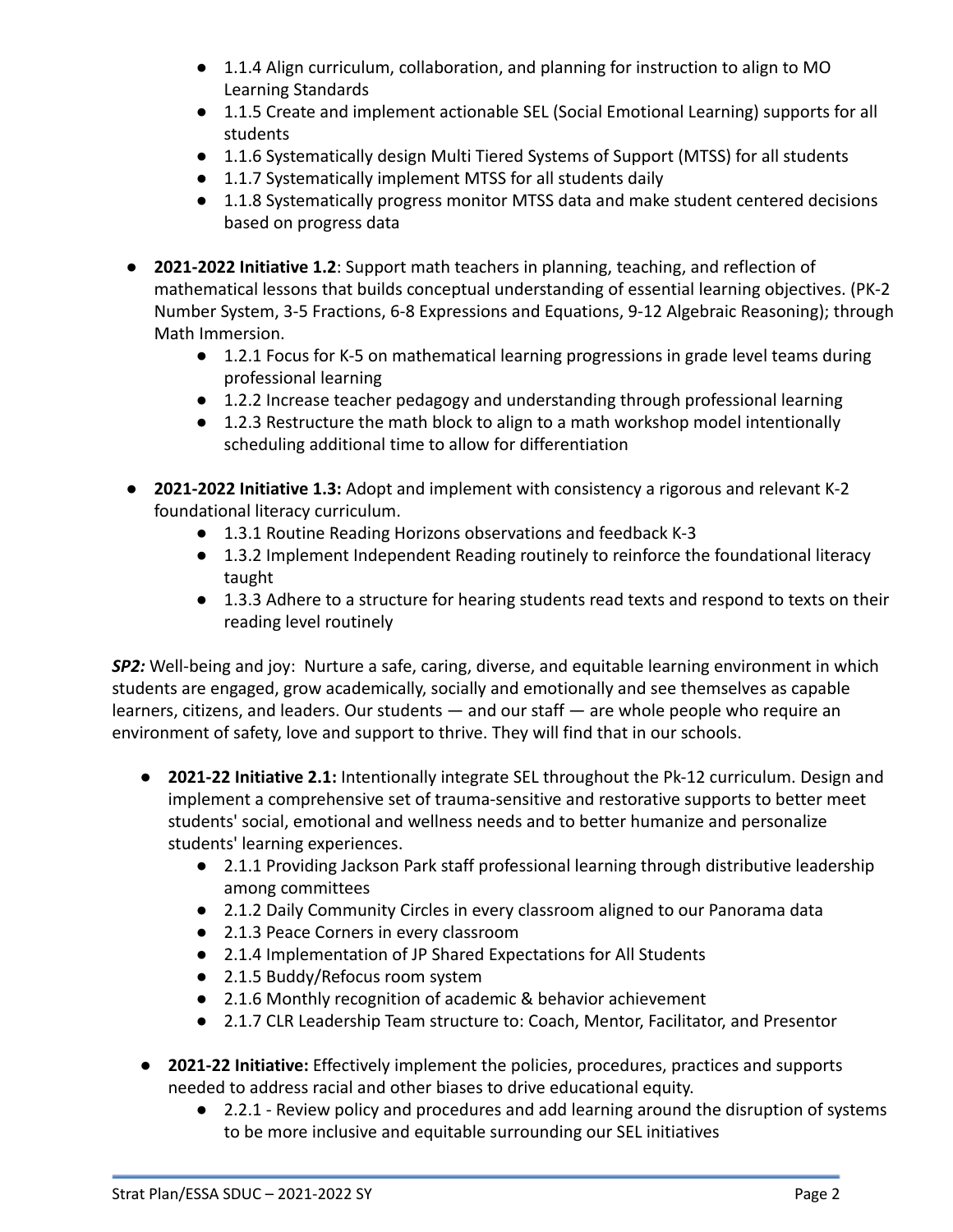- 1.1.4 Align curriculum, collaboration, and planning for instruction to align to MO Learning Standards
- 1.1.5 Create and implement actionable SEL (Social Emotional Learning) supports for all students
- 1.1.6 Systematically design Multi Tiered Systems of Support (MTSS) for all students
- 1.1.7 Systematically implement MTSS for all students daily
- 1.1.8 Systematically progress monitor MTSS data and make student centered decisions based on progress data

- **2021-2022 Initiative 1.2**: Support math teachers in planning, teaching, and reflection of mathematical lessons that builds conceptual understanding of essential learning objectives. (PK-2 Number System, 3-5 Fractions, 6-8 Expressions and Equations, 9-12 Algebraic Reasoning); through Math Immersion.
  - 1.2.1 Focus for K-5 on mathematical learning progressions in grade level teams during professional learning
  - 1.2.2 Increase teacher pedagogy and understanding through professional learning
  - 1.2.3 Restructure the math block to align to a math workshop model intentionally scheduling additional time to allow for differentiation

- **2021-2022 Initiative 1.3:** Adopt and implement with consistency a rigorous and relevant K-2 foundational literacy curriculum.
  - 1.3.1 Routine Reading Horizons observations and feedback K-3
  - 1.3.2 Implement Independent Reading routinely to reinforce the foundational literacy taught
  - 1.3.3 Adhere to a structure for hearing students read texts and respond to texts on their reading level routinely

***SP2:*** Well-being and joy: Nurture a safe, caring, diverse, and equitable learning environment in which students are engaged, grow academically, socially and emotionally and see themselves as capable learners, citizens, and leaders. Our students — and our staff — are whole people who require an environment of safety, love and support to thrive. They will find that in our schools.

- **2021-22 Initiative 2.1:** Intentionally integrate SEL throughout the Pk-12 curriculum. Design and implement a comprehensive set of trauma-sensitive and restorative supports to better meet students' social, emotional and wellness needs and to better humanize and personalize students' learning experiences.
  - 2.1.1 Providing Jackson Park staff professional learning through distributive leadership among committees
  - 2.1.2 Daily Community Circles in every classroom aligned to our Panorama data
  - 2.1.3 Peace Corners in every classroom
  - 2.1.4 Implementation of JP Shared Expectations for All Students
  - 2.1.5 Buddy/Refocus room system
  - 2.1.6 Monthly recognition of academic & behavior achievement
  - 2.1.7 CLR Leadership Team structure to: Coach, Mentor, Facilitator, and Presentor

- **2021-22 Initiative:** Effectively implement the policies, procedures, practices and supports needed to address racial and other biases to drive educational equity.
  - 2.2.1 - Review policy and procedures and add learning around the disruption of systems to be more inclusive and equitable surrounding our SEL initiatives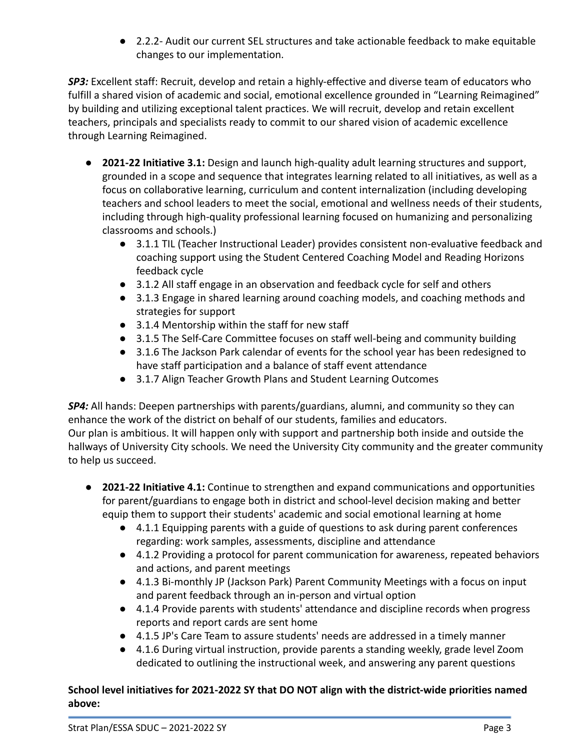- 2.2.2- Audit our current SEL structures and take actionable feedback to make equitable changes to our implementation.

***SP3:*** Excellent staff: Recruit, develop and retain a highly-effective and diverse team of educators who fulfill a shared vision of academic and social, emotional excellence grounded in "Learning Reimagined" by building and utilizing exceptional talent practices. We will recruit, develop and retain excellent teachers, principals and specialists ready to commit to our shared vision of academic excellence through Learning Reimagined.

- **2021-22 Initiative 3.1:** Design and launch high-quality adult learning structures and support, grounded in a scope and sequence that integrates learning related to all initiatives, as well as a focus on collaborative learning, curriculum and content internalization (including developing teachers and school leaders to meet the social, emotional and wellness needs of their students, including through high-quality professional learning focused on humanizing and personalizing classrooms and schools.)
    - 3.1.1 TIL (Teacher Instructional Leader) provides consistent non-evaluative feedback and coaching support using the Student Centered Coaching Model and Reading Horizons feedback cycle
    - 3.1.2 All staff engage in an observation and feedback cycle for self and others
    - 3.1.3 Engage in shared learning around coaching models, and coaching methods and strategies for support
    - 3.1.4 Mentorship within the staff for new staff
    - 3.1.5 The Self-Care Committee focuses on staff well-being and community building
    - 3.1.6 The Jackson Park calendar of events for the school year has been redesigned to have staff participation and a balance of staff event attendance
    - 3.1.7 Align Teacher Growth Plans and Student Learning Outcomes

***SP4:*** All hands: Deepen partnerships with parents/guardians, alumni, and community so they can enhance the work of the district on behalf of our students, families and educators.
Our plan is ambitious. It will happen only with support and partnership both inside and outside the hallways of University City schools. We need the University City community and the greater community to help us succeed.

- **2021-22 Initiative 4.1:** Continue to strengthen and expand communications and opportunities for parent/guardians to engage both in district and school-level decision making and better equip them to support their students' academic and social emotional learning at home
    - 4.1.1 Equipping parents with a guide of questions to ask during parent conferences regarding: work samples, assessments, discipline and attendance
    - 4.1.2 Providing a protocol for parent communication for awareness, repeated behaviors and actions, and parent meetings
    - 4.1.3 Bi-monthly JP (Jackson Park) Parent Community Meetings with a focus on input and parent feedback through an in-person and virtual option
    - 4.1.4 Provide parents with students' attendance and discipline records when progress reports and report cards are sent home
    - 4.1.5 JP's Care Team to assure students' needs are addressed in a timely manner
    - 4.1.6 During virtual instruction, provide parents a standing weekly, grade level Zoom dedicated to outlining the instructional week, and answering any parent questions

**School level initiatives for 2021-2022 SY that DO NOT align with the district-wide priorities named above:**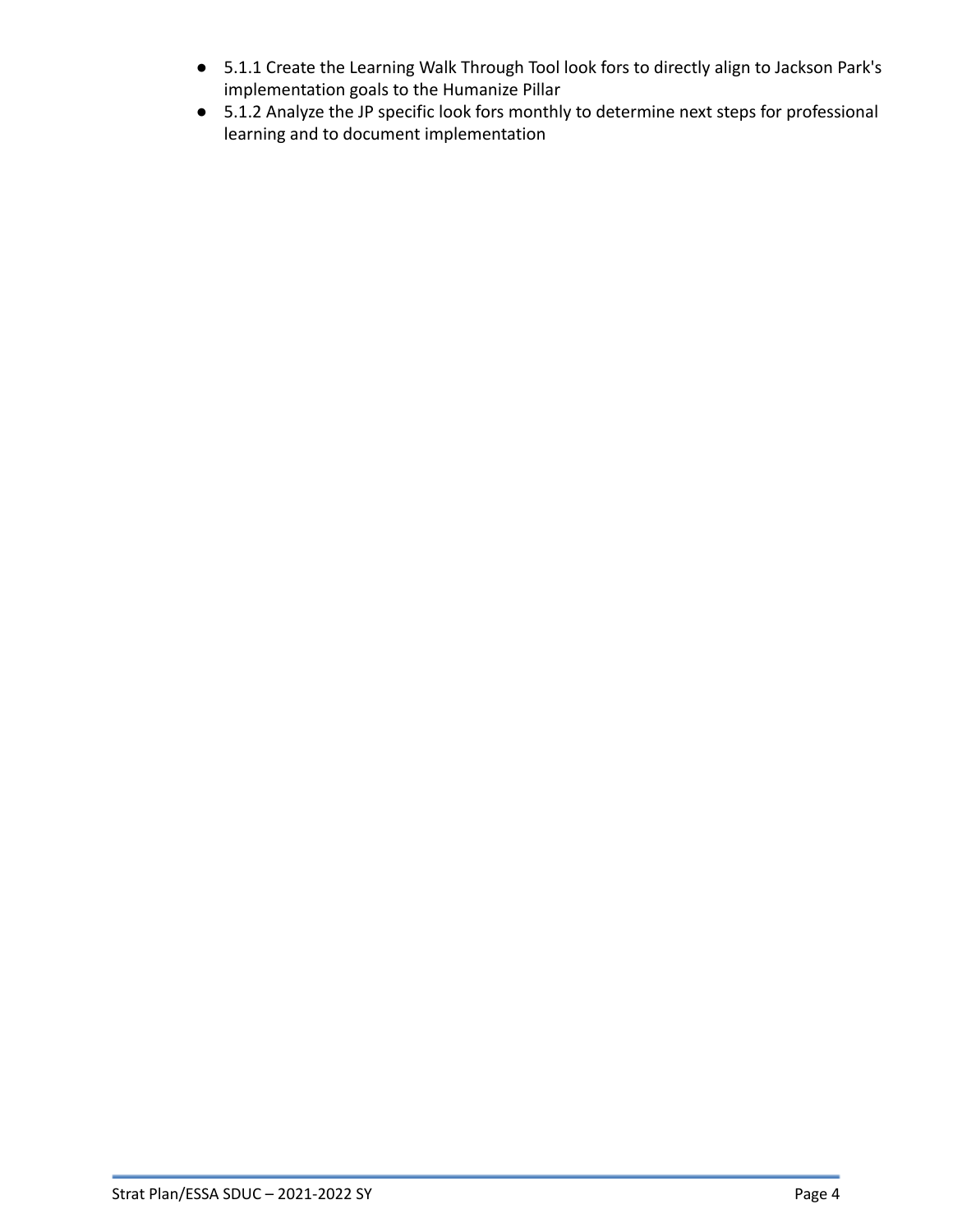- 5.1.1 Create the Learning Walk Through Tool look fors to directly align to Jackson Park's implementation goals to the Humanize Pillar
- 5.1.2 Analyze the JP specific look fors monthly to determine next steps for professional learning and to document implementation